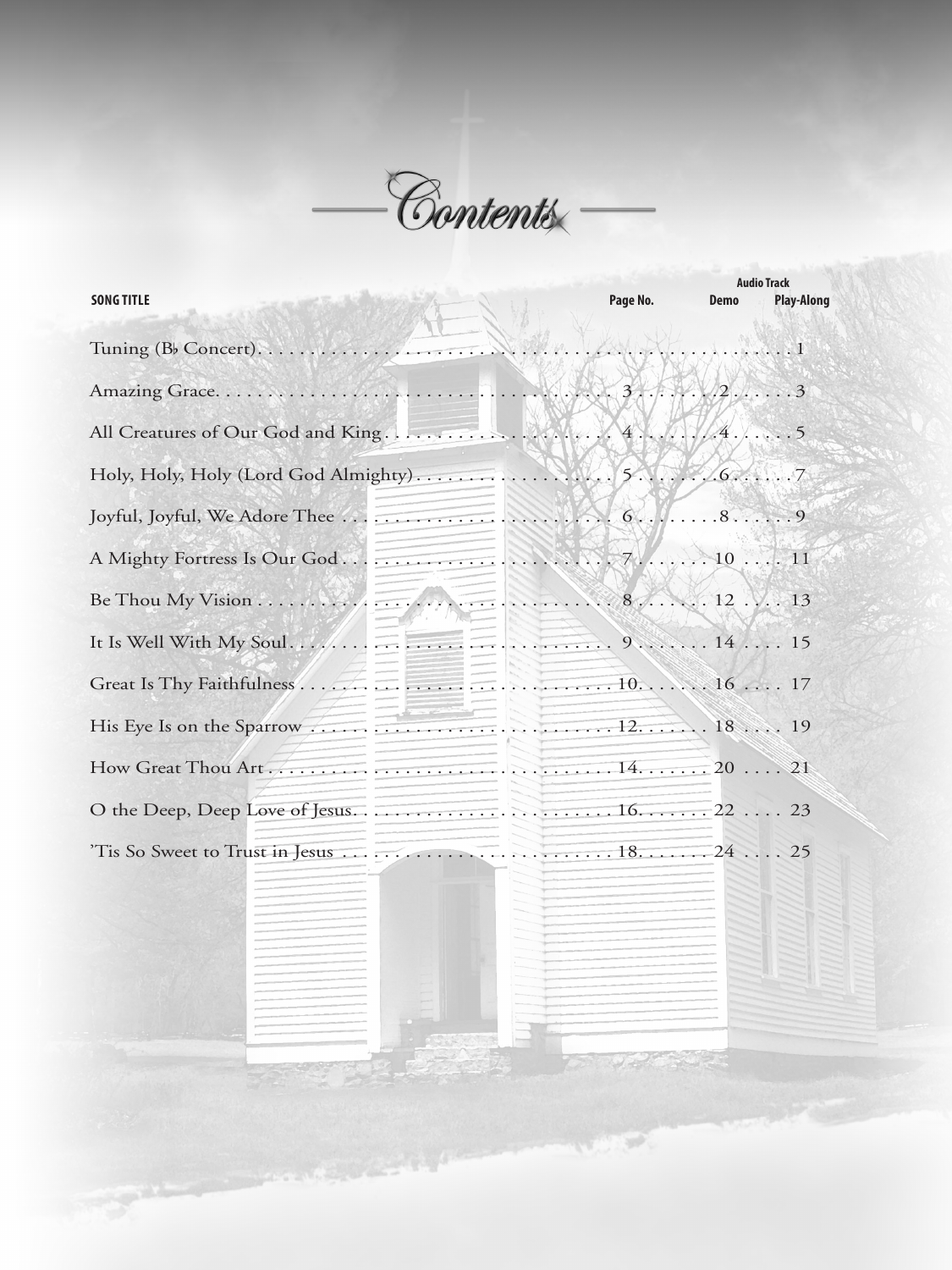# Contents

| SONG TITLE | Page No. | Audio Track Demo | Audio Track Play-Along |
|---|---|---|---|
| Tuning (B♭ Concert) | | | 1 |
| Amazing Grace | 3 | 2 | 3 |
| All Creatures of Our God and King | 4 | 4 | 5 |
| Holy, Holy, Holy (Lord God Almighty) | 5 | 6 | 7 |
| Joyful, Joyful, We Adore Thee | 6 | 8 | 9 |
| A Mighty Fortress Is Our God | 7 | 10 | 11 |
| Be Thou My Vision | 8 | 12 | 13 |
| It Is Well With My Soul | 9 | 14 | 15 |
| Great Is Thy Faithfulness | 10 | 16 | 17 |
| His Eye Is on the Sparrow | 12 | 18 | 19 |
| How Great Thou Art | 14 | 20 | 21 |
| O the Deep, Deep Love of Jesus | 16 | 22 | 23 |
| 'Tis So Sweet to Trust in Jesus | 18 | 24 | 25 |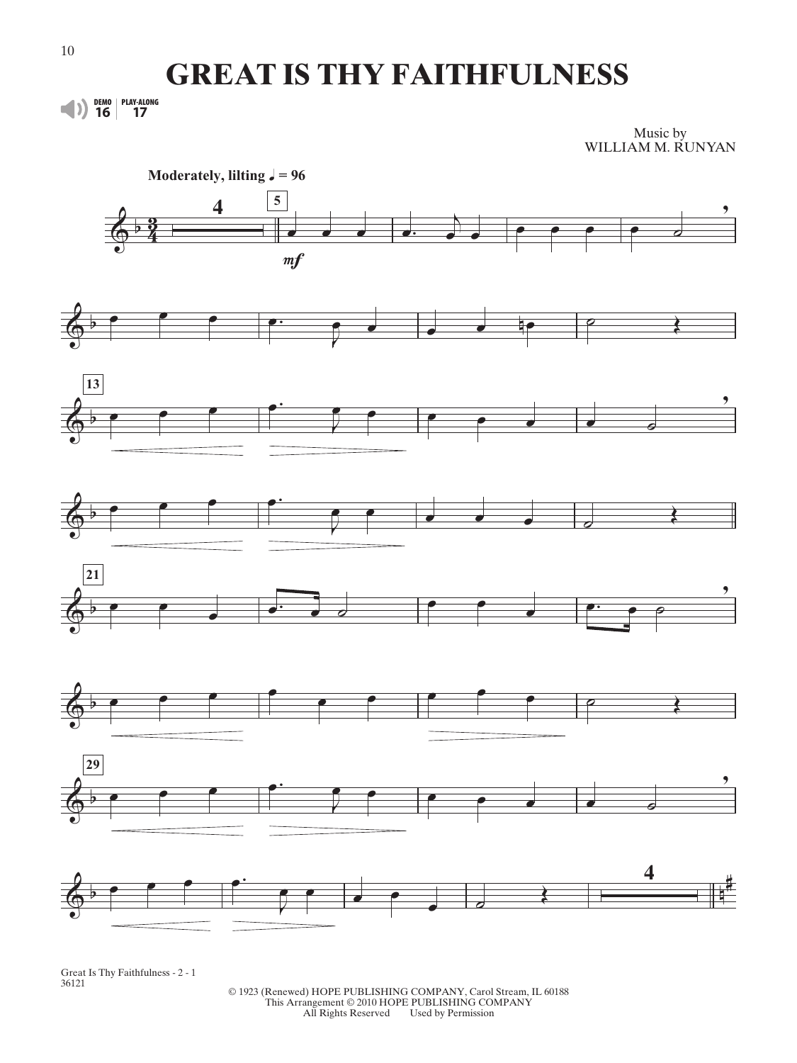# GREAT IS THY FAITHFULNESS

DEMO 16 | PLAY-ALONG 17

Music by
WILLIAM M. RUNYAN

**Moderately, lilting** ♩ = 96

Great Is Thy Faithfulness - 2 - 1
36121

© 1923 (Renewed) HOPE PUBLISHING COMPANY, Carol Stream, IL 60188
This Arrangement © 2010 HOPE PUBLISHING COMPANY
All Rights Reserved Used by Permission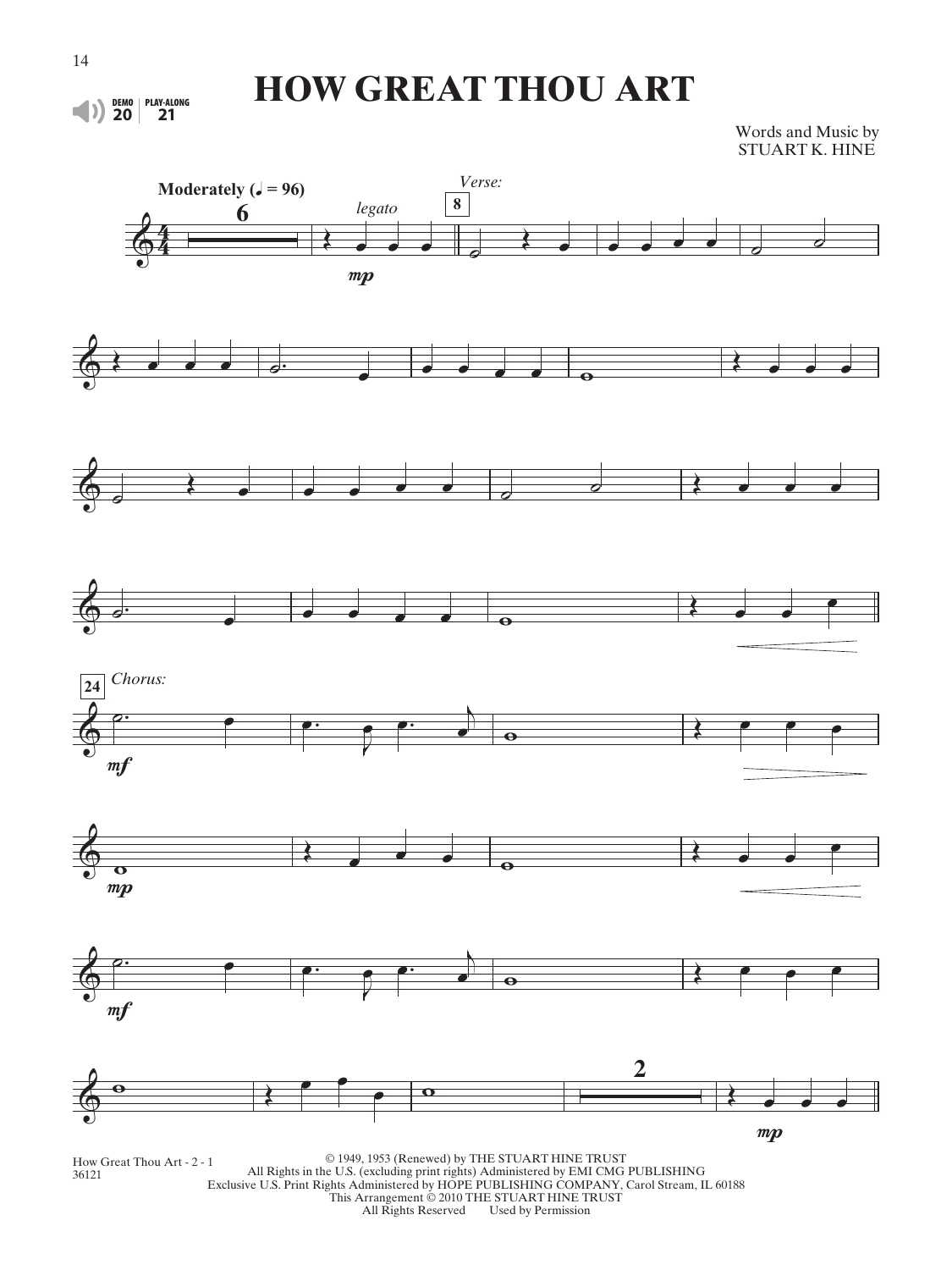# HOW GREAT THOU ART

Words and Music by
STUART K. HINE

© 1949, 1953 (Renewed) by THE STUART HINE TRUST
All Rights in the U.S. (excluding print rights) Administered by EMI CMG PUBLISHING
Exclusive U.S. Print Rights Administered by HOPE PUBLISHING COMPANY, Carol Stream, IL 60188
This Arrangement © 2010 THE STUART HINE TRUST
All Rights Reserved Used by Permission